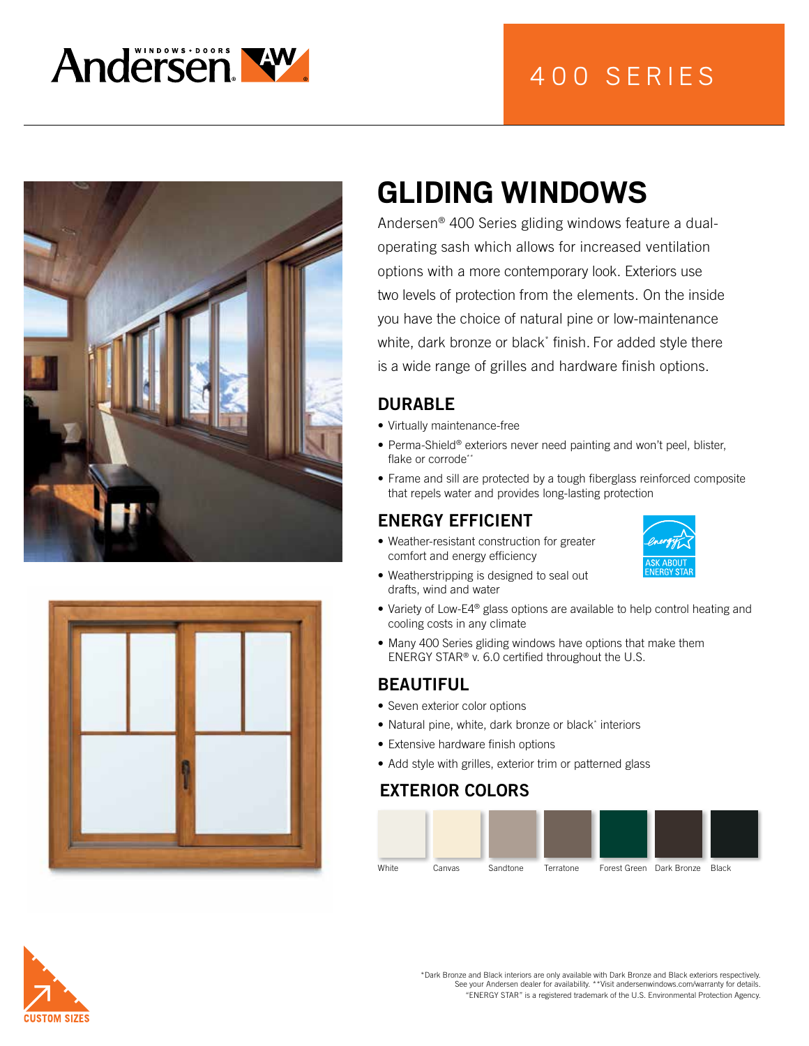Andersen WINDOWS • DOORS

400 SERIES

# GLIDING WINDOWS

Andersen® 400 Series gliding windows feature a dual-operating sash which allows for increased ventilation options with a more contemporary look. Exteriors use two levels of protection from the elements. On the inside you have the choice of natural pine or low-maintenance white, dark bronze or black* finish. For added style there is a wide range of grilles and hardware finish options.

## DURABLE

- Virtually maintenance-free
- Perma-Shield® exteriors never need painting and won't peel, blister, flake or corrode**
- Frame and sill are protected by a tough fiberglass reinforced composite that repels water and provides long-lasting protection

## ENERGY EFFICIENT

ASK ABOUT ENERGY STAR

- Weather-resistant construction for greater comfort and energy efficiency
- Weatherstripping is designed to seal out drafts, wind and water
- Variety of Low-E4® glass options are available to help control heating and cooling costs in any climate
- Many 400 Series gliding windows have options that make them ENERGY STAR® v. 6.0 certified throughout the U.S.

## BEAUTIFUL

- Seven exterior color options
- Natural pine, white, dark bronze or black* interiors
- Extensive hardware finish options
- Add style with grilles, exterior trim or patterned glass

## EXTERIOR COLORS

White, Canvas, Sandtone, Terratone, Forest Green, Dark Bronze, Black

CUSTOM SIZES

*Dark Bronze and Black interiors are only available with Dark Bronze and Black exteriors respectively. See your Andersen dealer for availability. **Visit andersenwindows.com/warranty for details.
"ENERGY STAR" is a registered trademark of the U.S. Environmental Protection Agency.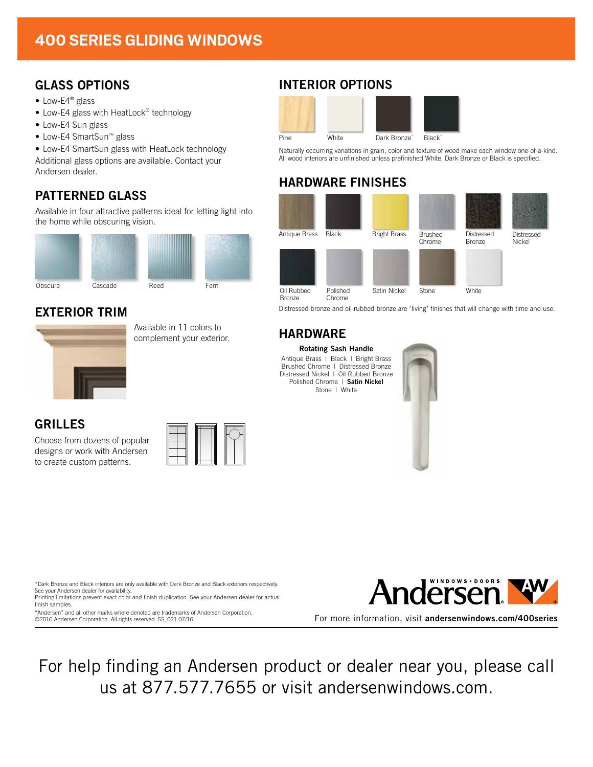# 400 SERIES GLIDING WINDOWS

## GLASS OPTIONS

- Low-E4® glass
- Low-E4 glass with HeatLock® technology
- Low-E4 Sun glass
- Low-E4 SmartSun™ glass
- Low-E4 SmartSun glass with HeatLock technology

Additional glass options are available. Contact your Andersen dealer.

## PATTERNED GLASS

Available in four attractive patterns ideal for letting light into the home while obscuring vision.

Obscure

Cascade

Reed

Fern

## EXTERIOR TRIM

Available in 11 colors to complement your exterior.

## GRILLES

Choose from dozens of popular designs or work with Andersen to create custom patterns.

## INTERIOR OPTIONS

Pine

White

Dark Bronze*

Black*

Naturally occurring variations in grain, color and texture of wood make each window one-of-a-kind. All wood interiors are unfinished unless prefinished White, Dark Bronze or Black is specified.

## HARDWARE FINISHES

Antique Brass

Black

Bright Brass

Brushed Chrome

Distressed Bronze

Distressed Nickel

Oil Rubbed Bronze

Polished Chrome

Satin Nickel

Stone

White

Distressed bronze and oil rubbed bronze are "living" finishes that will change with time and use.

## HARDWARE

**Rotating Sash Handle**

Antique Brass | Black | Bright Brass
Brushed Chrome | Distressed Bronze
Distressed Nickel | Oil Rubbed Bronze
Polished Chrome | **Satin Nickel**
Stone | White

*Dark Bronze and Black interiors are only available with Dark Bronze and Black exteriors respectively. See your Andersen dealer for availability.
Printing limitations prevent exact color and finish duplication. See your Andersen dealer for actual finish samples.
"Andersen" and all other marks where denoted are trademarks of Andersen Corporation.
©2016 Andersen Corporation. All rights reserved. SS_021 07/16

Andersen WINDOWS • DOORS

For more information, visit **andersenwindows.com/400series**

For help finding an Andersen product or dealer near you, please call us at 877.577.7655 or visit andersenwindows.com.